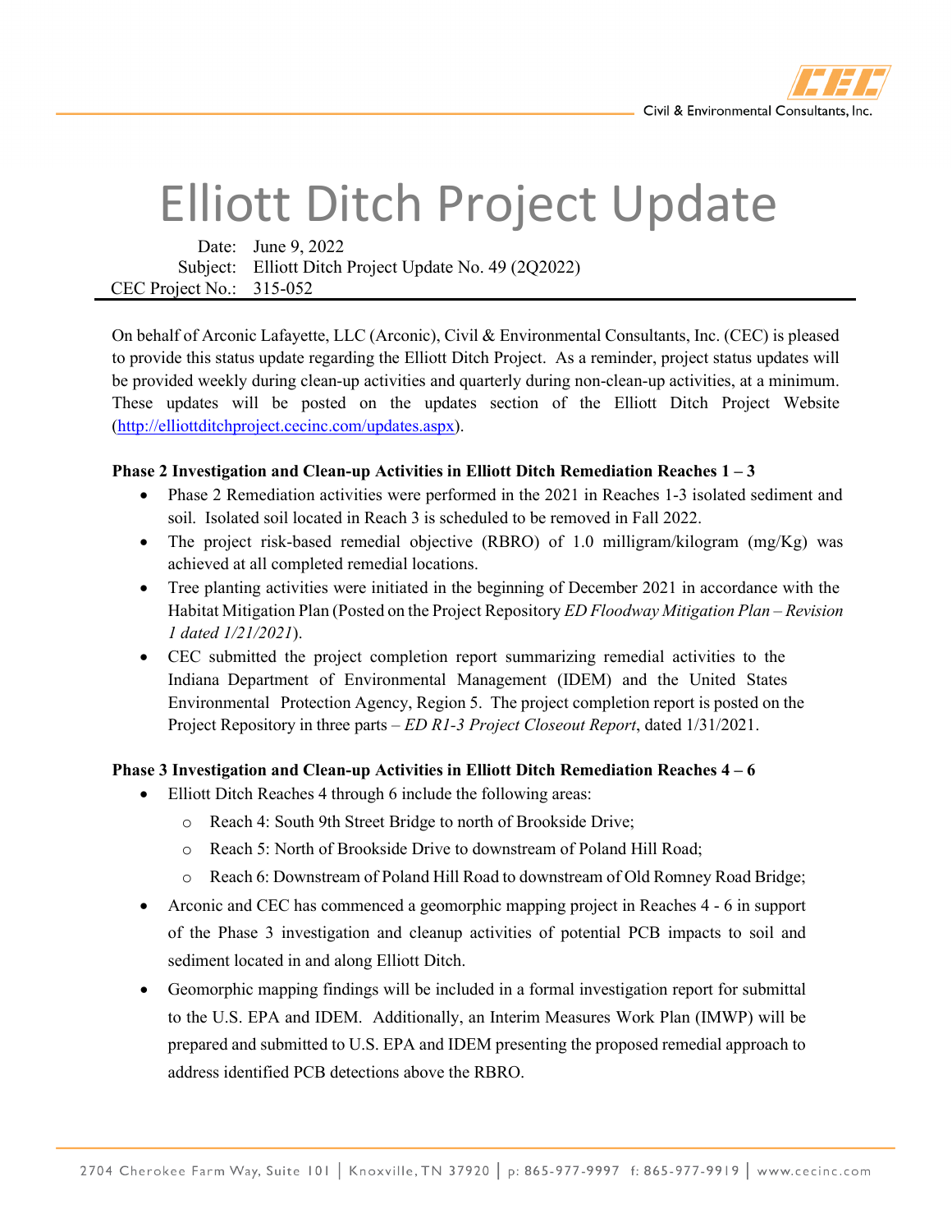# Elliott Ditch Project Update

Date: June 9, 2022
Subject: Elliott Ditch Project Update No. 49 (2Q2022)
CEC Project No.: 315-052

On behalf of Arconic Lafayette, LLC (Arconic), Civil & Environmental Consultants, Inc. (CEC) is pleased to provide this status update regarding the Elliott Ditch Project. As a reminder, project status updates will be provided weekly during clean-up activities and quarterly during non-clean-up activities, at a minimum. These updates will be posted on the updates section of the Elliott Ditch Project Website (http://elliottditchproject.cecinc.com/updates.aspx).

**Phase 2 Investigation and Clean-up Activities in Elliott Ditch Remediation Reaches 1 – 3**

- Phase 2 Remediation activities were performed in the 2021 in Reaches 1-3 isolated sediment and soil. Isolated soil located in Reach 3 is scheduled to be removed in Fall 2022.
- The project risk-based remedial objective (RBRO) of 1.0 milligram/kilogram (mg/Kg) was achieved at all completed remedial locations.
- Tree planting activities were initiated in the beginning of December 2021 in accordance with the Habitat Mitigation Plan (Posted on the Project Repository *ED Floodway Mitigation Plan – Revision 1 dated 1/21/2021*).
- CEC submitted the project completion report summarizing remedial activities to the Indiana Department of Environmental Management (IDEM) and the United States Environmental Protection Agency, Region 5. The project completion report is posted on the Project Repository in three parts – *ED R1-3 Project Closeout Report*, dated 1/31/2021.

**Phase 3 Investigation and Clean-up Activities in Elliott Ditch Remediation Reaches 4 – 6**

- Elliott Ditch Reaches 4 through 6 include the following areas:
  - Reach 4: South 9th Street Bridge to north of Brookside Drive;
  - Reach 5: North of Brookside Drive to downstream of Poland Hill Road;
  - Reach 6: Downstream of Poland Hill Road to downstream of Old Romney Road Bridge;
- Arconic and CEC has commenced a geomorphic mapping project in Reaches 4 - 6 in support of the Phase 3 investigation and cleanup activities of potential PCB impacts to soil and sediment located in and along Elliott Ditch.
- Geomorphic mapping findings will be included in a formal investigation report for submittal to the U.S. EPA and IDEM. Additionally, an Interim Measures Work Plan (IMWP) will be prepared and submitted to U.S. EPA and IDEM presenting the proposed remedial approach to address identified PCB detections above the RBRO.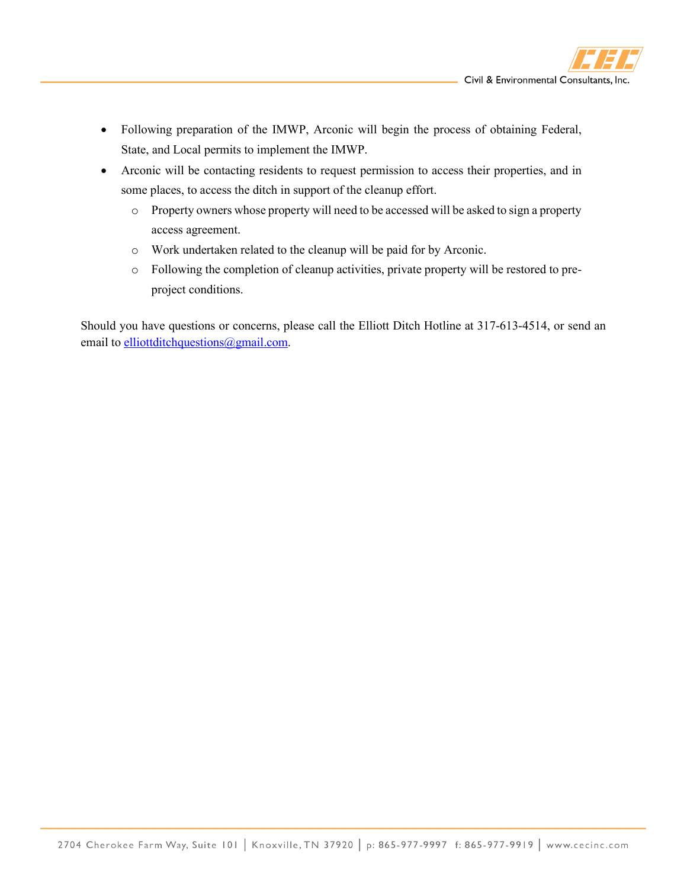- Following preparation of the IMWP, Arconic will begin the process of obtaining Federal, State, and Local permits to implement the IMWP.
- Arconic will be contacting residents to request permission to access their properties, and in some places, to access the ditch in support of the cleanup effort.
  - Property owners whose property will need to be accessed will be asked to sign a property access agreement.
  - Work undertaken related to the cleanup will be paid for by Arconic.
  - Following the completion of cleanup activities, private property will be restored to pre-project conditions.

Should you have questions or concerns, please call the Elliott Ditch Hotline at 317-613-4514, or send an email to elliottditchquestions@gmail.com.